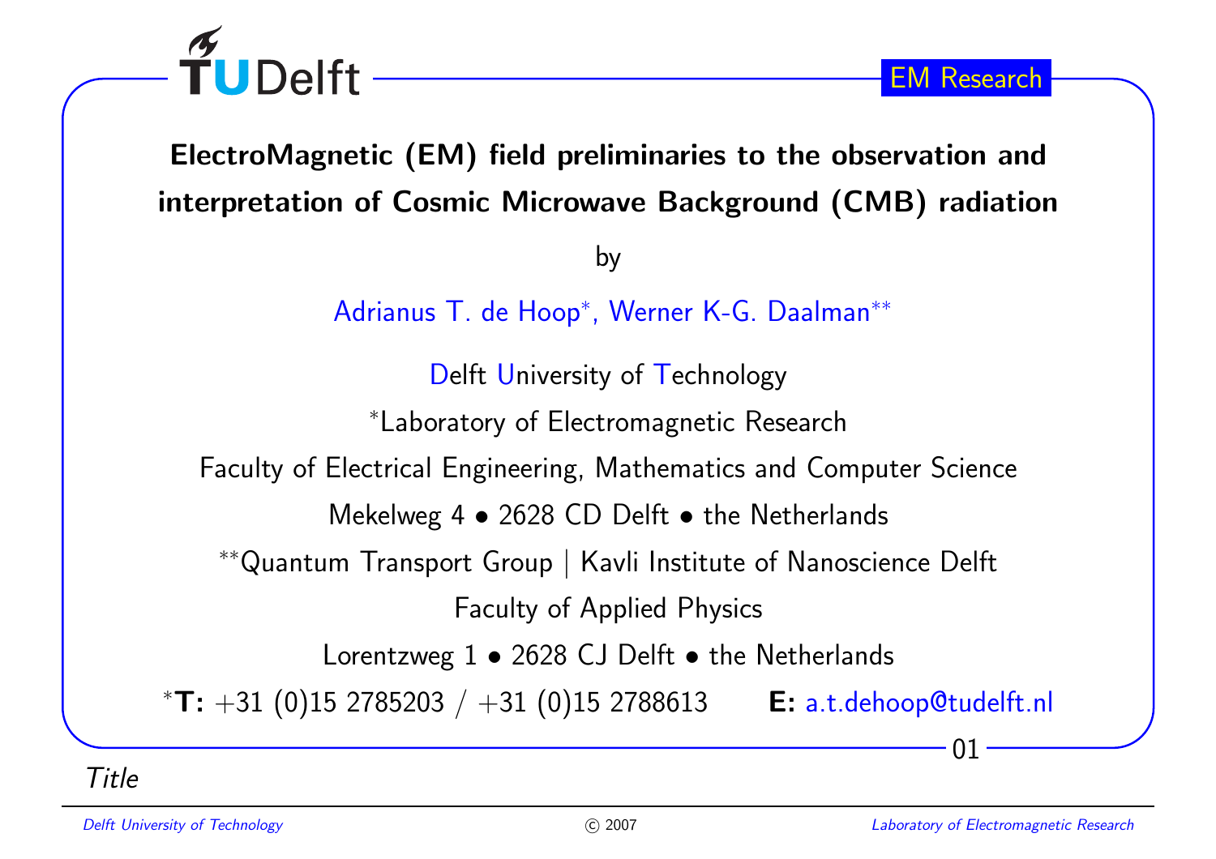# ElectroMagnetic (EM) field preliminaries to the observation and interpretation of Cosmic Microwave Background (CMB) radiation

by

Adrianus T. de Hoop*, Werner K-G. Daalman**

Delft University of Technology

*Laboratory of Electromagnetic Research

Faculty of Electrical Engineering, Mathematics and Computer Science

Mekelweg 4 • 2628 CD Delft • the Netherlands

**Quantum Transport Group | Kavli Institute of Nanoscience Delft

Faculty of Applied Physics

Lorentzweg 1 • 2628 CJ Delft • the Netherlands

***T:** +31 (0)15 2785203 / +31 (0)15 2788613 **E:** a.t.dehoop@tudelft.nl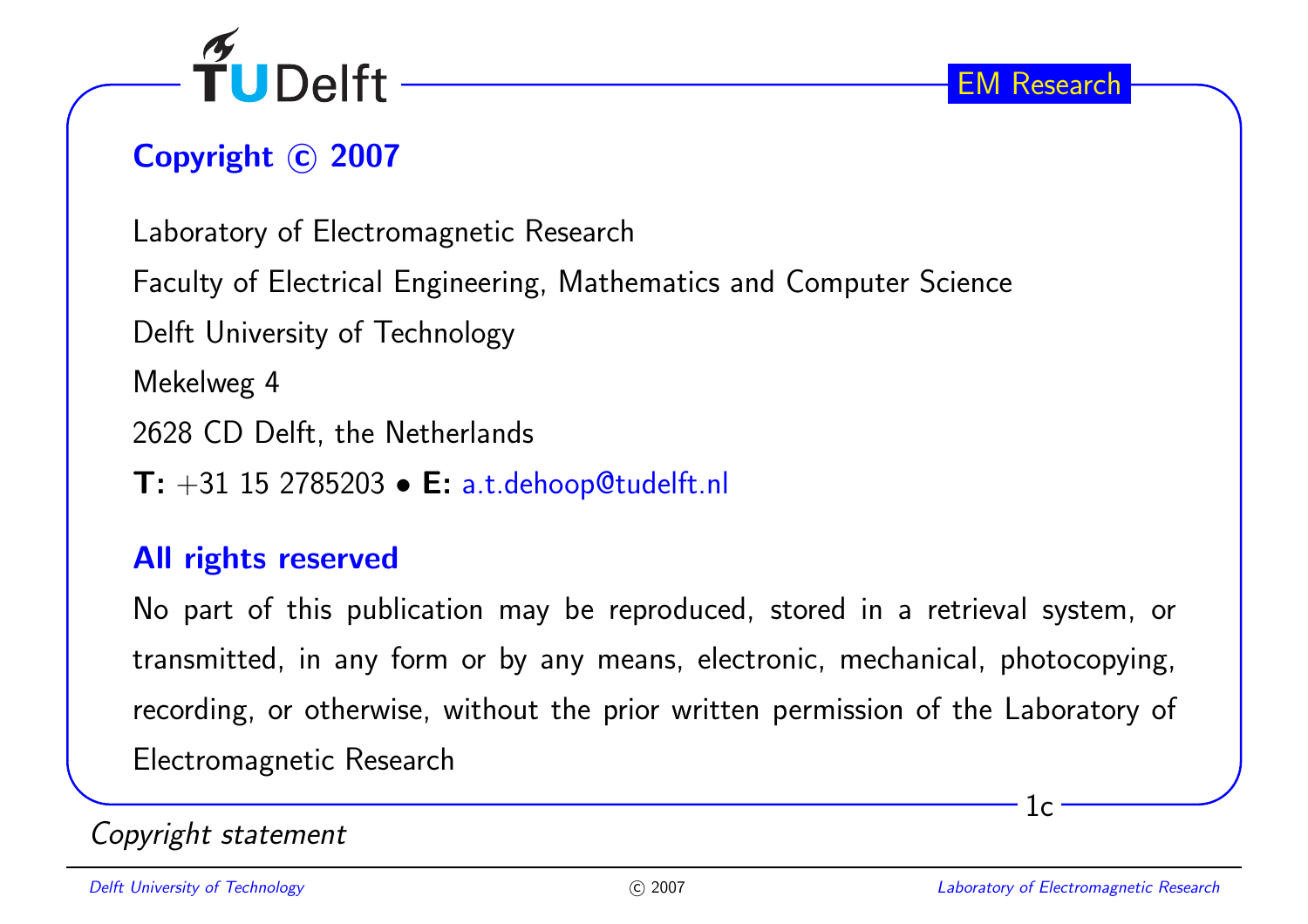## Copyright © 2007

Laboratory of Electromagnetic Research

Faculty of Electrical Engineering, Mathematics and Computer Science

Delft University of Technology

Mekelweg 4

2628 CD Delft, the Netherlands

**T:** +31 15 2785203 • **E:** a.t.dehoop@tudelft.nl

## All rights reserved

No part of this publication may be reproduced, stored in a retrieval system, or transmitted, in any form or by any means, electronic, mechanical, photocopying, recording, or otherwise, without the prior written permission of the Laboratory of Electromagnetic Research

*Copyright statement*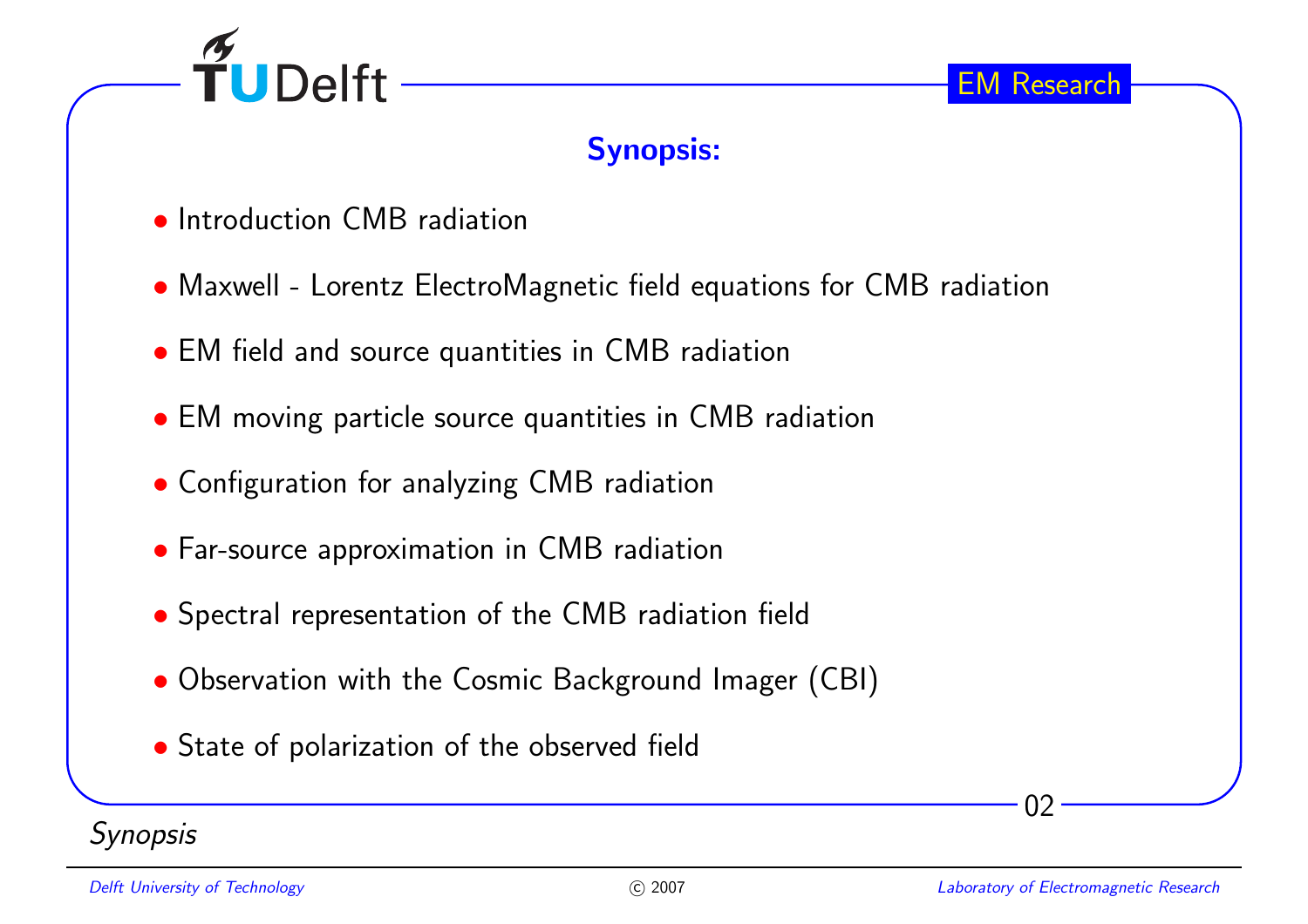## Synopsis:

- Introduction CMB radiation
- Maxwell - Lorentz ElectroMagnetic field equations for CMB radiation
- EM field and source quantities in CMB radiation
- EM moving particle source quantities in CMB radiation
- Configuration for analyzing CMB radiation
- Far-source approximation in CMB radiation
- Spectral representation of the CMB radiation field
- Observation with the Cosmic Background Imager (CBI)
- State of polarization of the observed field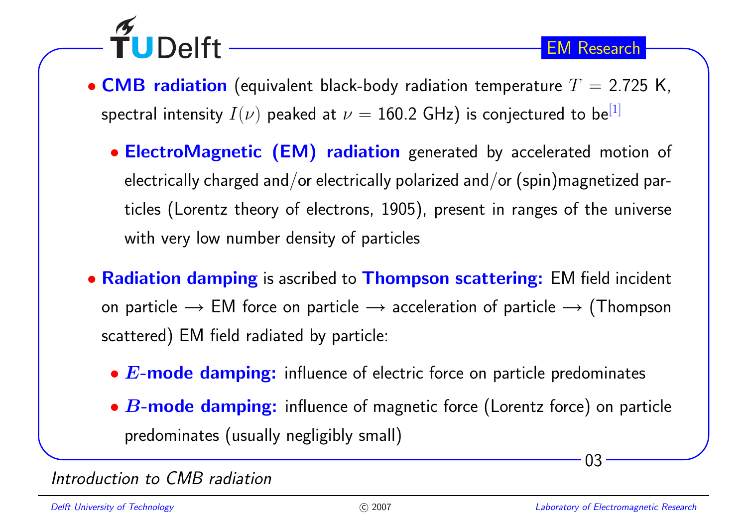- **CMB radiation** (equivalent black-body radiation temperature $T = 2.725$ K, spectral intensity $I(\nu)$ peaked at $\nu = 160.2$ GHz) is conjectured to be[1]
  - **ElectroMagnetic (EM) radiation** generated by accelerated motion of electrically charged and/or electrically polarized and/or (spin)magnetized particles (Lorentz theory of electrons, 1905), present in ranges of the universe with very low number density of particles
- **Radiation damping** is ascribed to **Thompson scattering:** EM field incident on particle $\longrightarrow$ EM force on particle $\longrightarrow$ acceleration of particle $\longrightarrow$ (Thompson scattered) EM field radiated by particle:
  - **$E$-mode damping:** influence of electric force on particle predominates
  - **$B$-mode damping:** influence of magnetic force (Lorentz force) on particle predominates (usually negligibly small)

*Introduction to CMB radiation*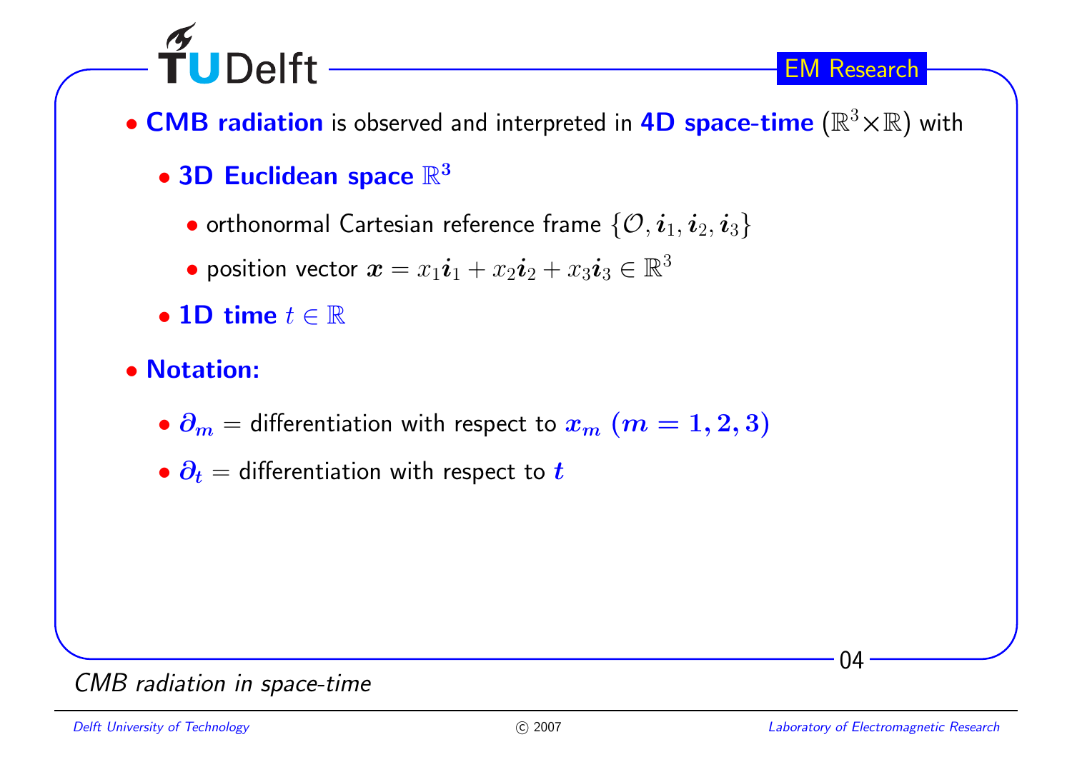- **CMB radiation** is observed and interpreted in **4D space-time** ($\mathbb{R}^3 \times \mathbb{R}$) with
  - **3D Euclidean space** $\mathbb{R}^3$
    - orthonormal Cartesian reference frame $\{\mathcal{O}, \boldsymbol{i}_1, \boldsymbol{i}_2, \boldsymbol{i}_3\}$
    - position vector $\boldsymbol{x} = x_1\boldsymbol{i}_1 + x_2\boldsymbol{i}_2 + x_3\boldsymbol{i}_3 \in \mathbb{R}^3$
  - **1D time** $t \in \mathbb{R}$
- **Notation:**
  - $\boldsymbol{\partial_m}$ = differentiation with respect to $\boldsymbol{x_m}$ $(\boldsymbol{m = 1, 2, 3})$
  - $\boldsymbol{\partial_t}$ = differentiation with respect to $\boldsymbol{t}$

*CMB radiation in space-time*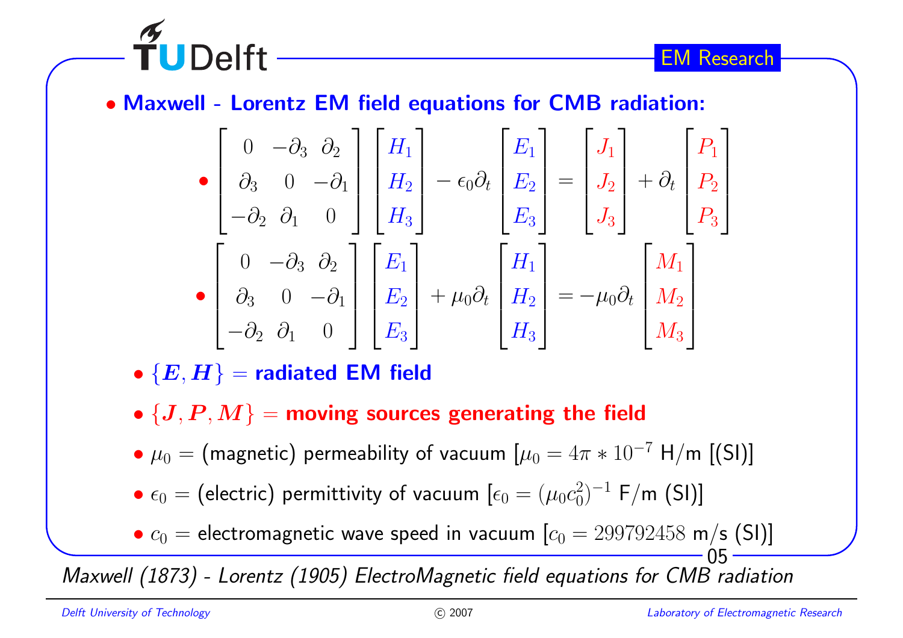- **Maxwell - Lorentz EM field equations for CMB radiation:**

  - $$\begin{bmatrix} 0 & -\partial_3 & \partial_2 \\ \partial_3 & 0 & -\partial_1 \\ -\partial_2 & \partial_1 & 0 \end{bmatrix} \begin{bmatrix} H_1 \\ H_2 \\ H_3 \end{bmatrix} - \epsilon_0 \partial_t \begin{bmatrix} E_1 \\ E_2 \\ E_3 \end{bmatrix} = \begin{bmatrix} J_1 \\ J_2 \\ J_3 \end{bmatrix} + \partial_t \begin{bmatrix} P_1 \\ P_2 \\ P_3 \end{bmatrix}$$
  - $$\begin{bmatrix} 0 & -\partial_3 & \partial_2 \\ \partial_3 & 0 & -\partial_1 \\ -\partial_2 & \partial_1 & 0 \end{bmatrix} \begin{bmatrix} E_1 \\ E_2 \\ E_3 \end{bmatrix} + \mu_0 \partial_t \begin{bmatrix} H_1 \\ H_2 \\ H_3 \end{bmatrix} = -\mu_0 \partial_t \begin{bmatrix} M_1 \\ M_2 \\ M_3 \end{bmatrix}$$
  - $\{\boldsymbol{E}, \boldsymbol{H}\}$ = **radiated EM field**
  - $\{\boldsymbol{J}, \boldsymbol{P}, \boldsymbol{M}\}$ = **moving sources generating the field**
  - $\mu_0$ = (magnetic) permeability of vacuum [$\mu_0 = 4\pi * 10^{-7}$ H/m [(SI)]
  - $\epsilon_0$ = (electric) permittivity of vacuum [$\epsilon_0 = (\mu_0 c_0^2)^{-1}$ F/m (SI)]
  - $c_0$ = electromagnetic wave speed in vacuum [$c_0 = 299792458$ m/s (SI)]

*Maxwell (1873) - Lorentz (1905) ElectroMagnetic field equations for CMB radiation*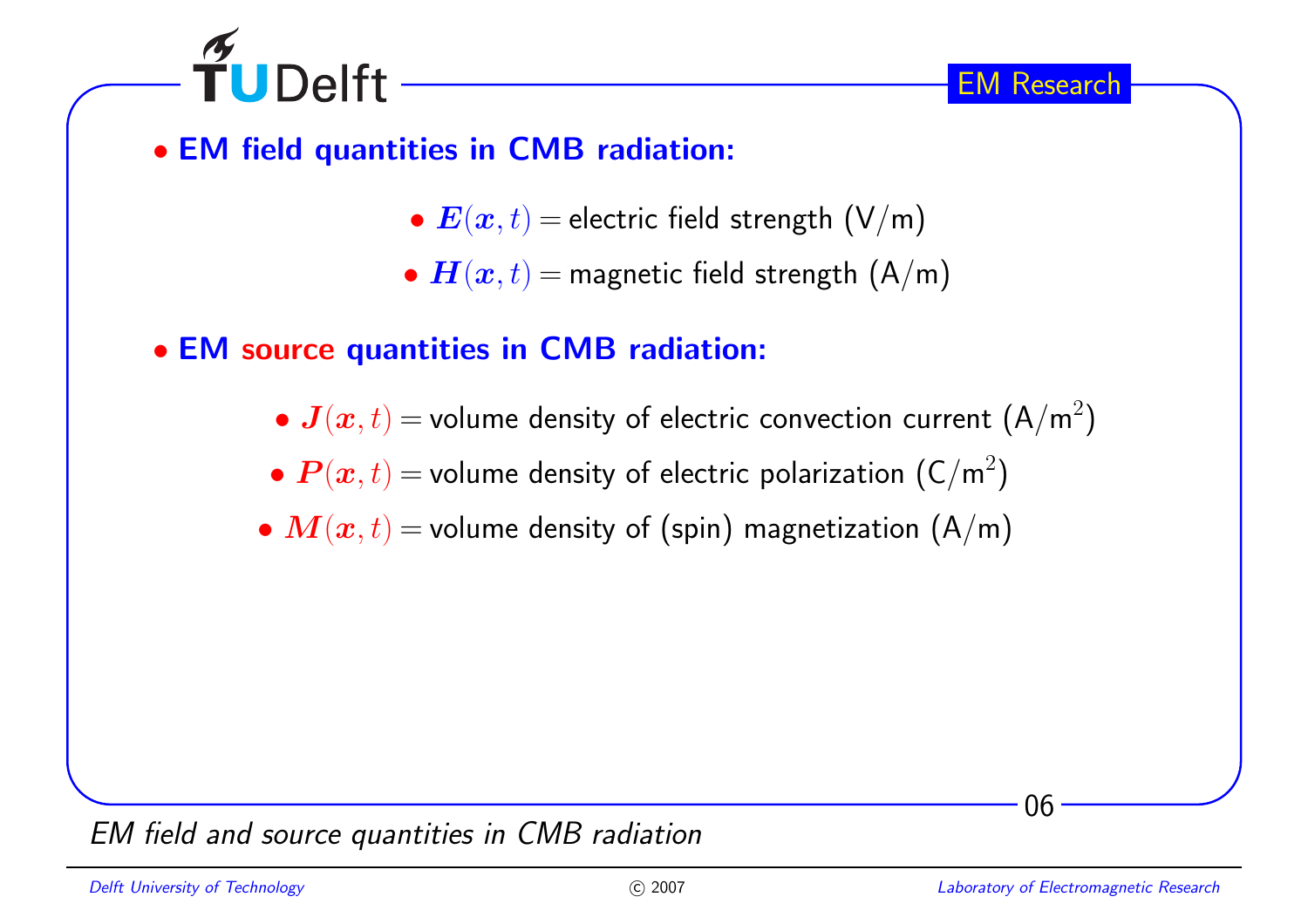- **EM field quantities in CMB radiation:**
  - $\boldsymbol{E}(\boldsymbol{x},t) =$ electric field strength (V/m)
  - $\boldsymbol{H}(\boldsymbol{x},t) =$ magnetic field strength (A/m)

- **EM source quantities in CMB radiation:**
  - $\boldsymbol{J}(\boldsymbol{x},t) =$ volume density of electric convection current (A/m$^2$)
  - $\boldsymbol{P}(\boldsymbol{x},t) =$ volume density of electric polarization (C/m$^2$)
  - $\boldsymbol{M}(\boldsymbol{x},t) =$ volume density of (spin) magnetization (A/m)

*EM field and source quantities in CMB radiation*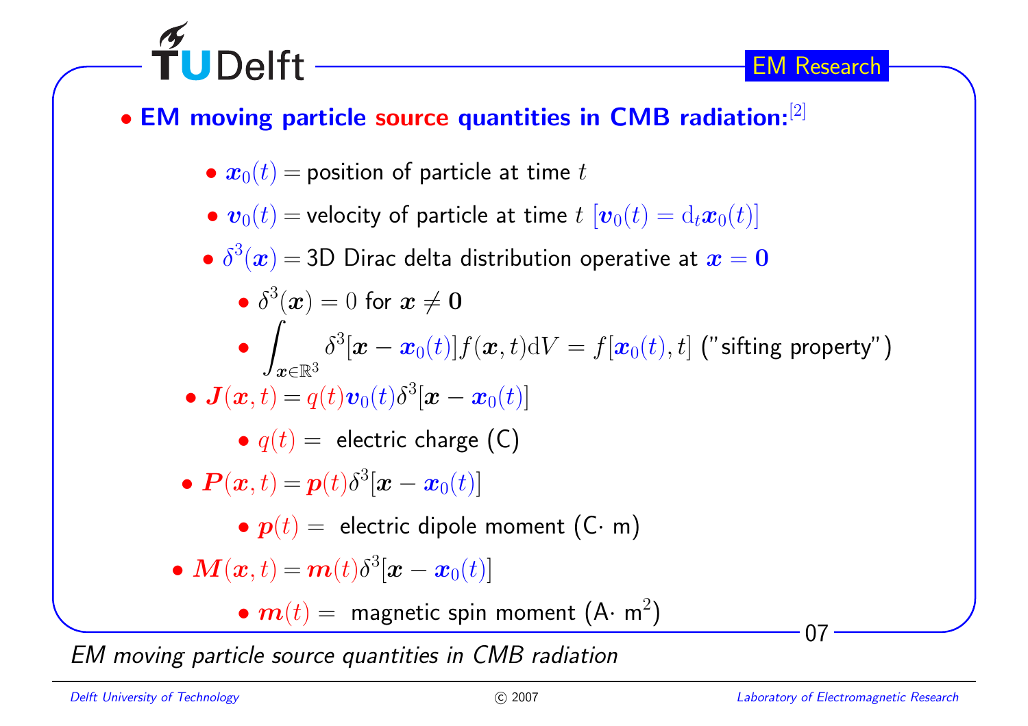- **EM moving particle source quantities in CMB radiation:** [2]

  - $\boldsymbol{x}_0(t)$ = position of particle at time $t$
  - $\boldsymbol{v}_0(t)$ = velocity of particle at time $t$ $[\boldsymbol{v}_0(t) = \mathrm{d}_t\boldsymbol{x}_0(t)]$
  - $\delta^3(\boldsymbol{x})$ = 3D Dirac delta distribution operative at $\boldsymbol{x} = \boldsymbol{0}$
    - $\delta^3(\boldsymbol{x}) = 0$ for $\boldsymbol{x} \neq \boldsymbol{0}$
    - $\int_{\boldsymbol{x}\in\mathbb{R}^3} \delta^3[\boldsymbol{x} - \boldsymbol{x}_0(t)] f(\boldsymbol{x}, t)\mathrm{d}V = f[\boldsymbol{x}_0(t), t]$ ("sifting property")
  - $\boldsymbol{J}(\boldsymbol{x}, t) = q(t)\boldsymbol{v}_0(t)\delta^3[\boldsymbol{x} - \boldsymbol{x}_0(t)]$
    - $q(t) =$ electric charge (C)
  - $\boldsymbol{P}(\boldsymbol{x}, t) = \boldsymbol{p}(t)\delta^3[\boldsymbol{x} - \boldsymbol{x}_0(t)]$
    - $\boldsymbol{p}(t) =$ electric dipole moment (C$\cdot$ m)
  - $\boldsymbol{M}(\boldsymbol{x}, t) = \boldsymbol{m}(t)\delta^3[\boldsymbol{x} - \boldsymbol{x}_0(t)]$
    - $\boldsymbol{m}(t) =$ magnetic spin moment (A$\cdot$ m$^2$)

*EM moving particle source quantities in CMB radiation*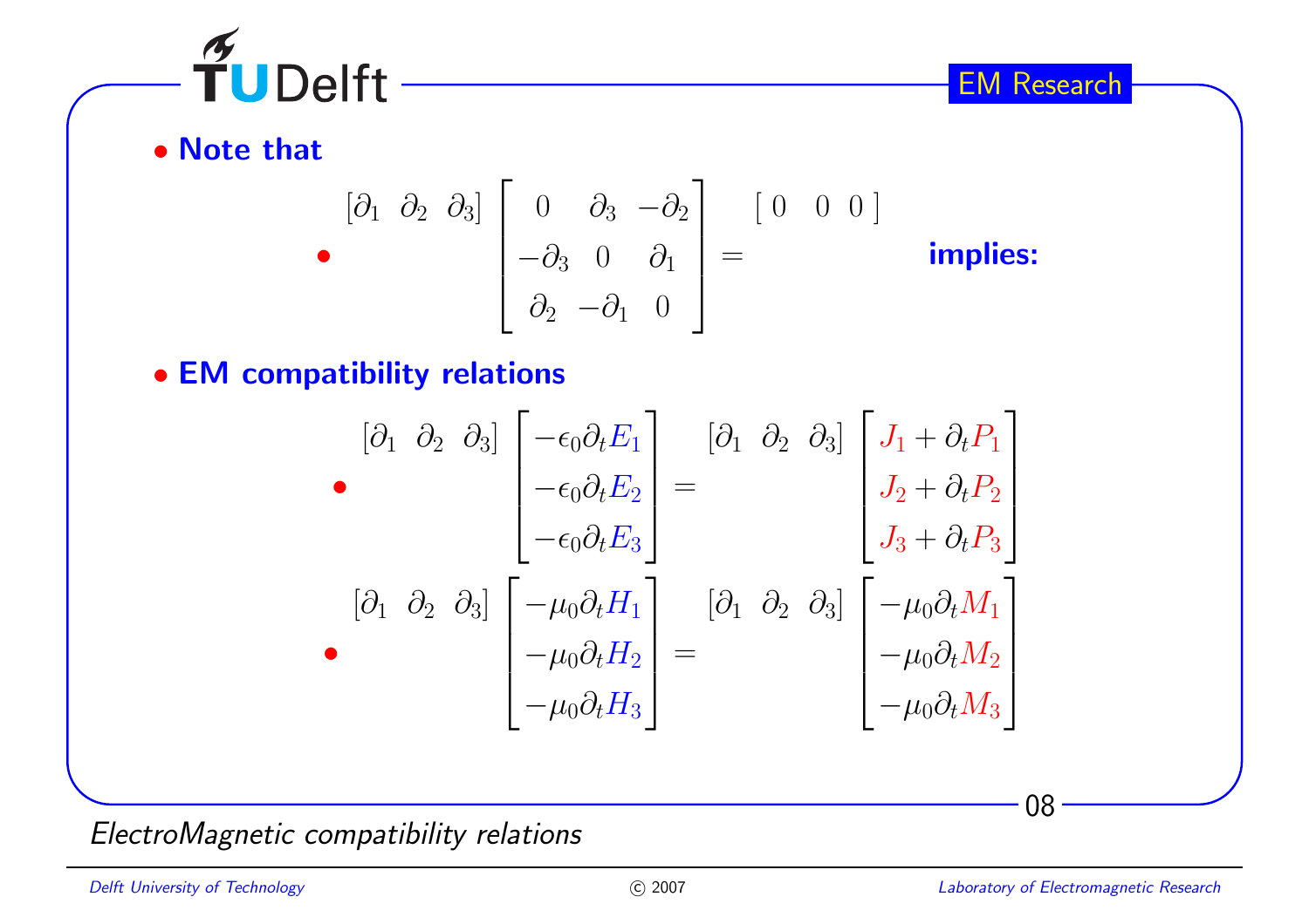- **Note that**

$$
\begin{bmatrix} \partial_1 & \partial_2 & \partial_3 \end{bmatrix}
\begin{bmatrix} 0 & \partial_3 & -\partial_2 \\ -\partial_3 & 0 & \partial_1 \\ \partial_2 & -\partial_1 & 0 \end{bmatrix}
=
\begin{bmatrix} 0 & 0 & 0 \end{bmatrix}
$$

**implies:**

- **EM compatibility relations**

$$
\begin{bmatrix} \partial_1 & \partial_2 & \partial_3 \end{bmatrix}
\begin{bmatrix} -\epsilon_0 \partial_t E_1 \\ -\epsilon_0 \partial_t E_2 \\ -\epsilon_0 \partial_t E_3 \end{bmatrix}
=
\begin{bmatrix} \partial_1 & \partial_2 & \partial_3 \end{bmatrix}
\begin{bmatrix} J_1 + \partial_t P_1 \\ J_2 + \partial_t P_2 \\ J_3 + \partial_t P_3 \end{bmatrix}
$$

$$
\begin{bmatrix} \partial_1 & \partial_2 & \partial_3 \end{bmatrix}
\begin{bmatrix} -\mu_0 \partial_t H_1 \\ -\mu_0 \partial_t H_2 \\ -\mu_0 \partial_t H_3 \end{bmatrix}
=
\begin{bmatrix} \partial_1 & \partial_2 & \partial_3 \end{bmatrix}
\begin{bmatrix} -\mu_0 \partial_t M_1 \\ -\mu_0 \partial_t M_2 \\ -\mu_0 \partial_t M_3 \end{bmatrix}
$$

*ElectroMagnetic compatibility relations*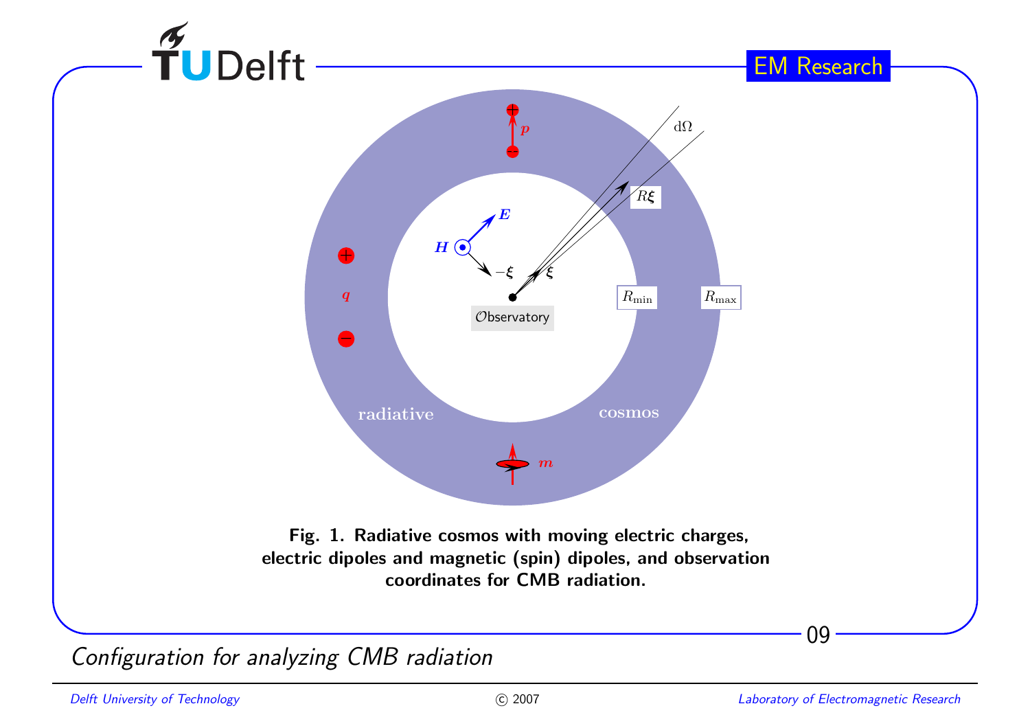**Fig. 1. Radiative cosmos with moving electric charges, electric dipoles and magnetic (spin) dipoles, and observation coordinates for CMB radiation.**

*Configuration for analyzing CMB radiation*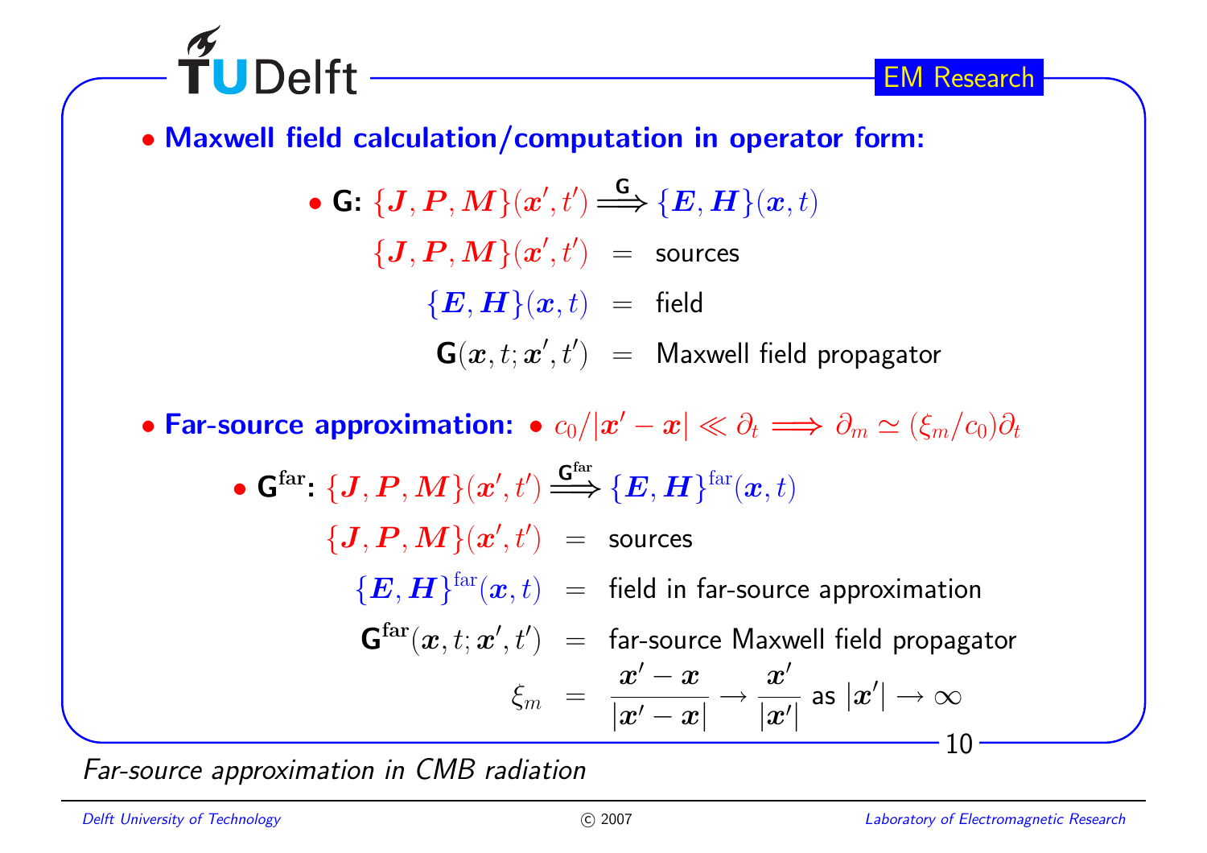- **Maxwell field calculation/computation in operator form:**

  - **G:** $\{\boldsymbol{J}, \boldsymbol{P}, \boldsymbol{M}\}(\boldsymbol{x}', t') \overset{\mathsf{G}}{\Longrightarrow} \{\boldsymbol{E}, \boldsymbol{H}\}(\boldsymbol{x}, t)$

$$
\begin{aligned}
\{\boldsymbol{J}, \boldsymbol{P}, \boldsymbol{M}\}(\boldsymbol{x}', t') &= \text{sources} \\
\{\boldsymbol{E}, \boldsymbol{H}\}(\boldsymbol{x}, t) &= \text{field} \\
\mathsf{G}(\boldsymbol{x}, t; \boldsymbol{x}', t') &= \text{Maxwell field propagator}
\end{aligned}
$$

- **Far-source approximation:** • $c_0/|\boldsymbol{x}' - \boldsymbol{x}| \ll \partial_t \Longrightarrow \partial_m \simeq (\xi_m/c_0)\partial_t$

  - $\mathsf{G}^{\text{far}}$**:** $\{\boldsymbol{J}, \boldsymbol{P}, \boldsymbol{M}\}(\boldsymbol{x}', t') \overset{\mathsf{G}^{\text{far}}}{\Longrightarrow} \{\boldsymbol{E}, \boldsymbol{H}\}^{\text{far}}(\boldsymbol{x}, t)$

$$
\begin{aligned}
\{\boldsymbol{J}, \boldsymbol{P}, \boldsymbol{M}\}(\boldsymbol{x}', t') &= \text{sources} \\
\{\boldsymbol{E}, \boldsymbol{H}\}^{\text{far}}(\boldsymbol{x}, t) &= \text{field in far-source approximation} \\
\mathsf{G}^{\text{far}}(\boldsymbol{x}, t; \boldsymbol{x}', t') &= \text{far-source Maxwell field propagator} \\
\xi_m &= \frac{\boldsymbol{x}' - \boldsymbol{x}}{|\boldsymbol{x}' - \boldsymbol{x}|} \rightarrow \frac{\boldsymbol{x}'}{|\boldsymbol{x}'|} \text{ as } |\boldsymbol{x}'| \rightarrow \infty
\end{aligned}
$$

*Far-source approximation in CMB radiation*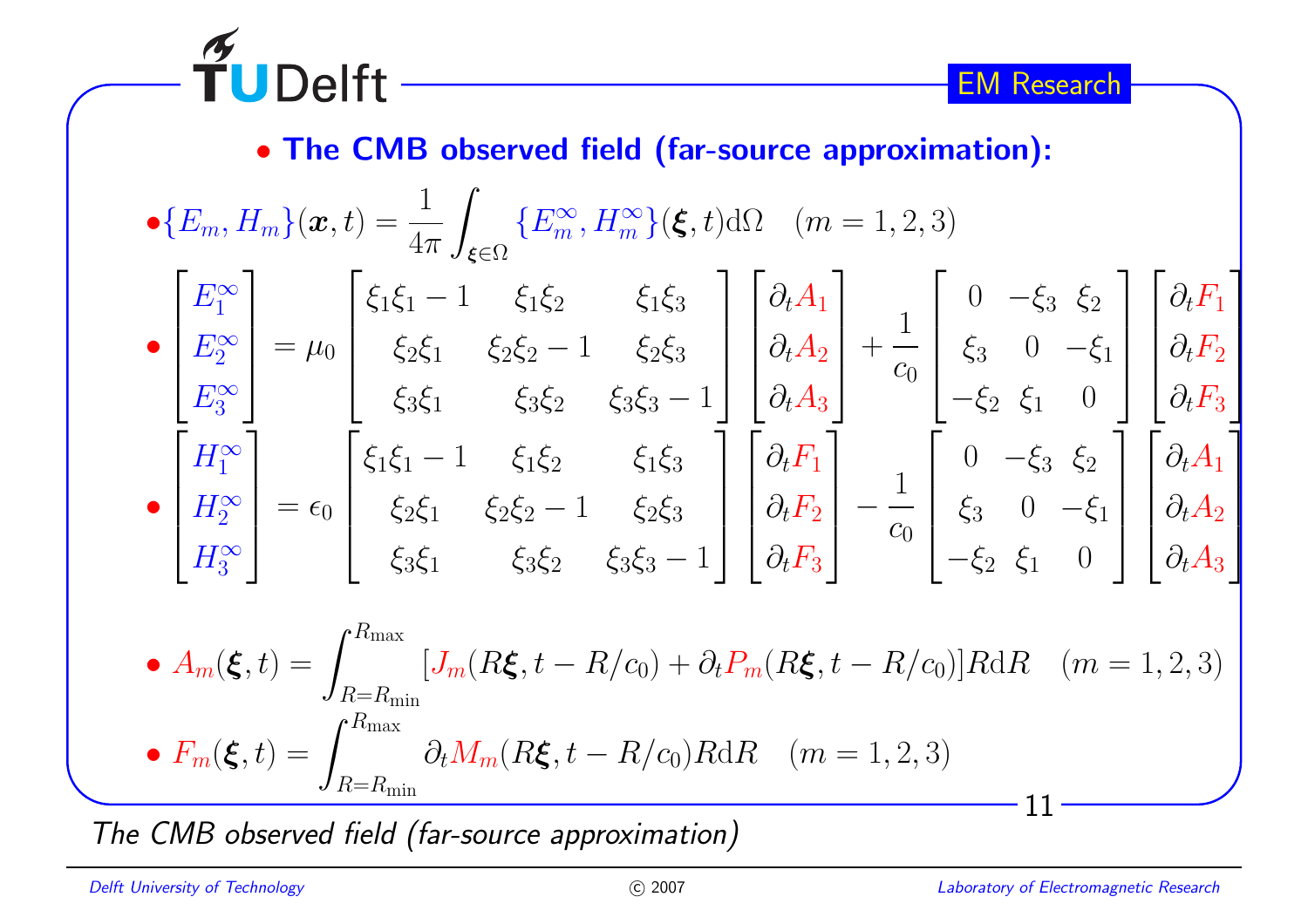## • The CMB observed field (far-source approximation):

- $$\{E_m, H_m\}(\boldsymbol{x}, t) = \frac{1}{4\pi}\int_{\boldsymbol{\xi}\in\Omega}\{E_m^{\infty}, H_m^{\infty}\}(\boldsymbol{\xi}, t)\mathrm{d}\Omega \quad (m = 1, 2, 3)$$

- $$\begin{bmatrix} E_1^{\infty} \\ E_2^{\infty} \\ E_3^{\infty} \end{bmatrix} = \mu_0 \begin{bmatrix} \xi_1\xi_1 - 1 & \xi_1\xi_2 & \xi_1\xi_3 \\ \xi_2\xi_1 & \xi_2\xi_2 - 1 & \xi_2\xi_3 \\ \xi_3\xi_1 & \xi_3\xi_2 & \xi_3\xi_3 - 1 \end{bmatrix} \begin{bmatrix} \partial_t A_1 \\ \partial_t A_2 \\ \partial_t A_3 \end{bmatrix} + \frac{1}{c_0} \begin{bmatrix} 0 & -\xi_3 & \xi_2 \\ \xi_3 & 0 & -\xi_1 \\ -\xi_2 & \xi_1 & 0 \end{bmatrix} \begin{bmatrix} \partial_t F_1 \\ \partial_t F_2 \\ \partial_t F_3 \end{bmatrix}$$

- $$\begin{bmatrix} H_1^{\infty} \\ H_2^{\infty} \\ H_3^{\infty} \end{bmatrix} = \epsilon_0 \begin{bmatrix} \xi_1\xi_1 - 1 & \xi_1\xi_2 & \xi_1\xi_3 \\ \xi_2\xi_1 & \xi_2\xi_2 - 1 & \xi_2\xi_3 \\ \xi_3\xi_1 & \xi_3\xi_2 & \xi_3\xi_3 - 1 \end{bmatrix} \begin{bmatrix} \partial_t F_1 \\ \partial_t F_2 \\ \partial_t F_3 \end{bmatrix} - \frac{1}{c_0} \begin{bmatrix} 0 & -\xi_3 & \xi_2 \\ \xi_3 & 0 & -\xi_1 \\ -\xi_2 & \xi_1 & 0 \end{bmatrix} \begin{bmatrix} \partial_t A_1 \\ \partial_t A_2 \\ \partial_t A_3 \end{bmatrix}$$

- $$A_m(\boldsymbol{\xi}, t) = \int_{R=R_{\min}}^{R_{\max}} [J_m(R\boldsymbol{\xi}, t - R/c_0) + \partial_t P_m(R\boldsymbol{\xi}, t - R/c_0)]R\mathrm{d}R \quad (m = 1, 2, 3)$$

- $$F_m(\boldsymbol{\xi}, t) = \int_{R=R_{\min}}^{R_{\max}} \partial_t M_m(R\boldsymbol{\xi}, t - R/c_0)R\mathrm{d}R \quad (m = 1, 2, 3)$$

*The CMB observed field (far-source approximation)*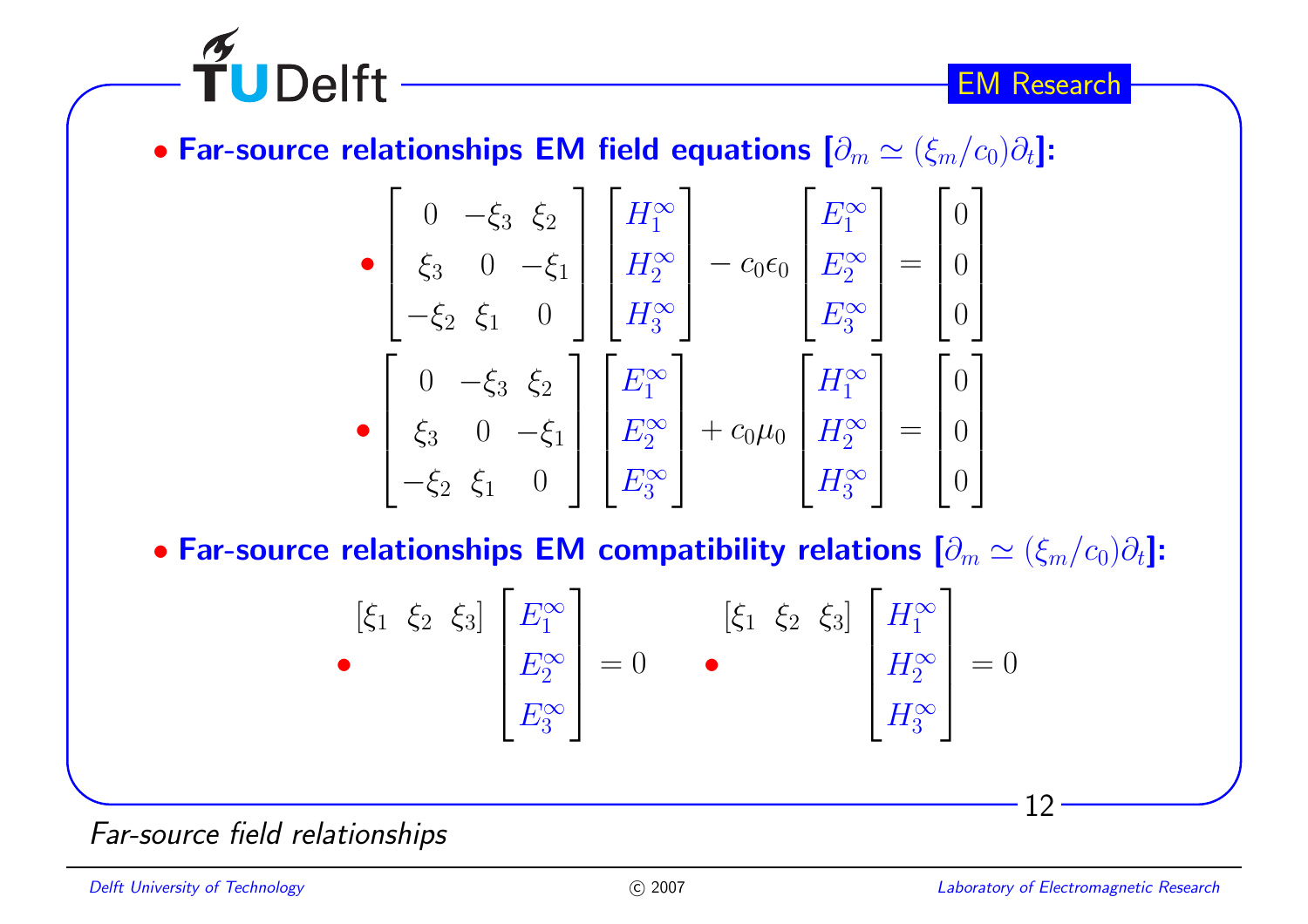- **Far-source relationships EM field equations [$\partial_m \simeq (\xi_m/c_0)\partial_t$]:**

  - $$\begin{bmatrix} 0 & -\xi_3 & \xi_2 \\ \xi_3 & 0 & -\xi_1 \\ -\xi_2 & \xi_1 & 0 \end{bmatrix} \begin{bmatrix} H_1^\infty \\ H_2^\infty \\ H_3^\infty \end{bmatrix} - c_0\epsilon_0 \begin{bmatrix} E_1^\infty \\ E_2^\infty \\ E_3^\infty \end{bmatrix} = \begin{bmatrix} 0 \\ 0 \\ 0 \end{bmatrix}$$

  - $$\begin{bmatrix} 0 & -\xi_3 & \xi_2 \\ \xi_3 & 0 & -\xi_1 \\ -\xi_2 & \xi_1 & 0 \end{bmatrix} \begin{bmatrix} E_1^\infty \\ E_2^\infty \\ E_3^\infty \end{bmatrix} + c_0\mu_0 \begin{bmatrix} H_1^\infty \\ H_2^\infty \\ H_3^\infty \end{bmatrix} = \begin{bmatrix} 0 \\ 0 \\ 0 \end{bmatrix}$$

- **Far-source relationships EM compatibility relations [$\partial_m \simeq (\xi_m/c_0)\partial_t$]:**

  - $$[\xi_1 \;\; \xi_2 \;\; \xi_3] \begin{bmatrix} E_1^\infty \\ E_2^\infty \\ E_3^\infty \end{bmatrix} = 0$$

  - $$[\xi_1 \;\; \xi_2 \;\; \xi_3] \begin{bmatrix} H_1^\infty \\ H_2^\infty \\ H_3^\infty \end{bmatrix} = 0$$

*Far-source field relationships*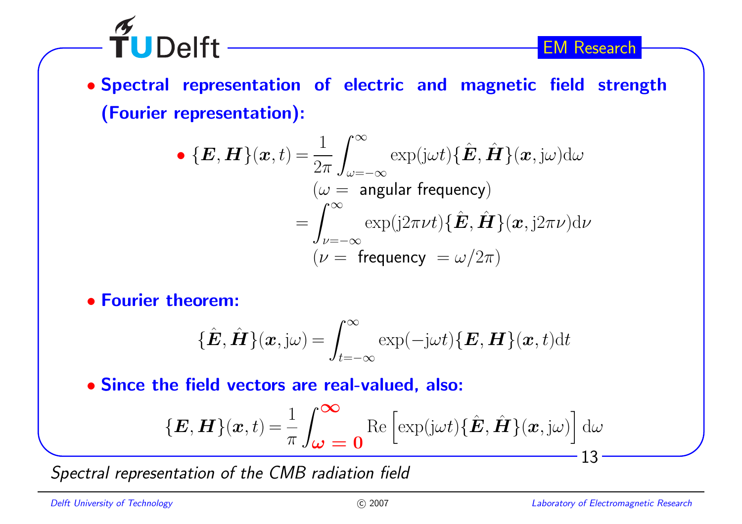- **Spectral representation of electric and magnetic field strength (Fourier representation):**

  - $$\{\boldsymbol{E}, \boldsymbol{H}\}(\boldsymbol{x}, t) = \frac{1}{2\pi} \int_{\omega=-\infty}^{\infty} \exp(\mathrm{j}\omega t) \{\hat{\boldsymbol{E}}, \hat{\boldsymbol{H}}\}(\boldsymbol{x}, \mathrm{j}\omega) \mathrm{d}\omega$$
    ($\omega =$ angular frequency)
    $$= \int_{\nu=-\infty}^{\infty} \exp(\mathrm{j}2\pi\nu t) \{\hat{\boldsymbol{E}}, \hat{\boldsymbol{H}}\}(\boldsymbol{x}, \mathrm{j}2\pi\nu) \mathrm{d}\nu$$
    ($\nu =$ frequency $= \omega/2\pi$)

- **Fourier theorem:**

$$\{\hat{\boldsymbol{E}}, \hat{\boldsymbol{H}}\}(\boldsymbol{x}, \mathrm{j}\omega) = \int_{t=-\infty}^{\infty} \exp(-\mathrm{j}\omega t) \{\boldsymbol{E}, \boldsymbol{H}\}(\boldsymbol{x}, t) \mathrm{d}t$$

- **Since the field vectors are real-valued, also:**

$$\{\boldsymbol{E}, \boldsymbol{H}\}(\boldsymbol{x}, t) = \frac{1}{\pi} \int_{\boldsymbol{\omega = 0}}^{\boldsymbol{\infty}} \mathrm{Re} \left[ \exp(\mathrm{j}\omega t) \{\hat{\boldsymbol{E}}, \hat{\boldsymbol{H}}\}(\boldsymbol{x}, \mathrm{j}\omega) \right] \mathrm{d}\omega$$

*Spectral representation of the CMB radiation field*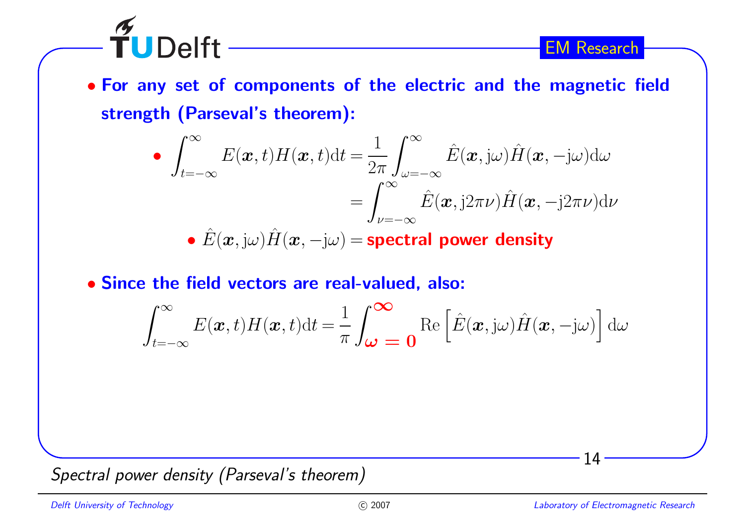- **For any set of components of the electric and the magnetic field strength (Parseval's theorem):**

  - $$\int_{t=-\infty}^{\infty} E(\boldsymbol{x},t)H(\boldsymbol{x},t)\mathrm{d}t = \frac{1}{2\pi}\int_{\omega=-\infty}^{\infty} \hat{E}(\boldsymbol{x},\mathrm{j}\omega)\hat{H}(\boldsymbol{x},-\mathrm{j}\omega)\mathrm{d}\omega$$
    $$= \int_{\nu=-\infty}^{\infty} \hat{E}(\boldsymbol{x},\mathrm{j}2\pi\nu)\hat{H}(\boldsymbol{x},-\mathrm{j}2\pi\nu)\mathrm{d}\nu$$

    - $\hat{E}(\boldsymbol{x},\mathrm{j}\omega)\hat{H}(\boldsymbol{x},-\mathrm{j}\omega) =$ **spectral power density**

- **Since the field vectors are real-valued, also:**

$$\int_{t=-\infty}^{\infty} E(\boldsymbol{x},t)H(\boldsymbol{x},t)\mathrm{d}t = \frac{1}{\pi}\int_{\boldsymbol{\omega=0}}^{\boldsymbol{\infty}} \mathrm{Re}\left[\hat{E}(\boldsymbol{x},\mathrm{j}\omega)\hat{H}(\boldsymbol{x},-\mathrm{j}\omega)\right]\mathrm{d}\omega$$

*Spectral power density (Parseval's theorem)*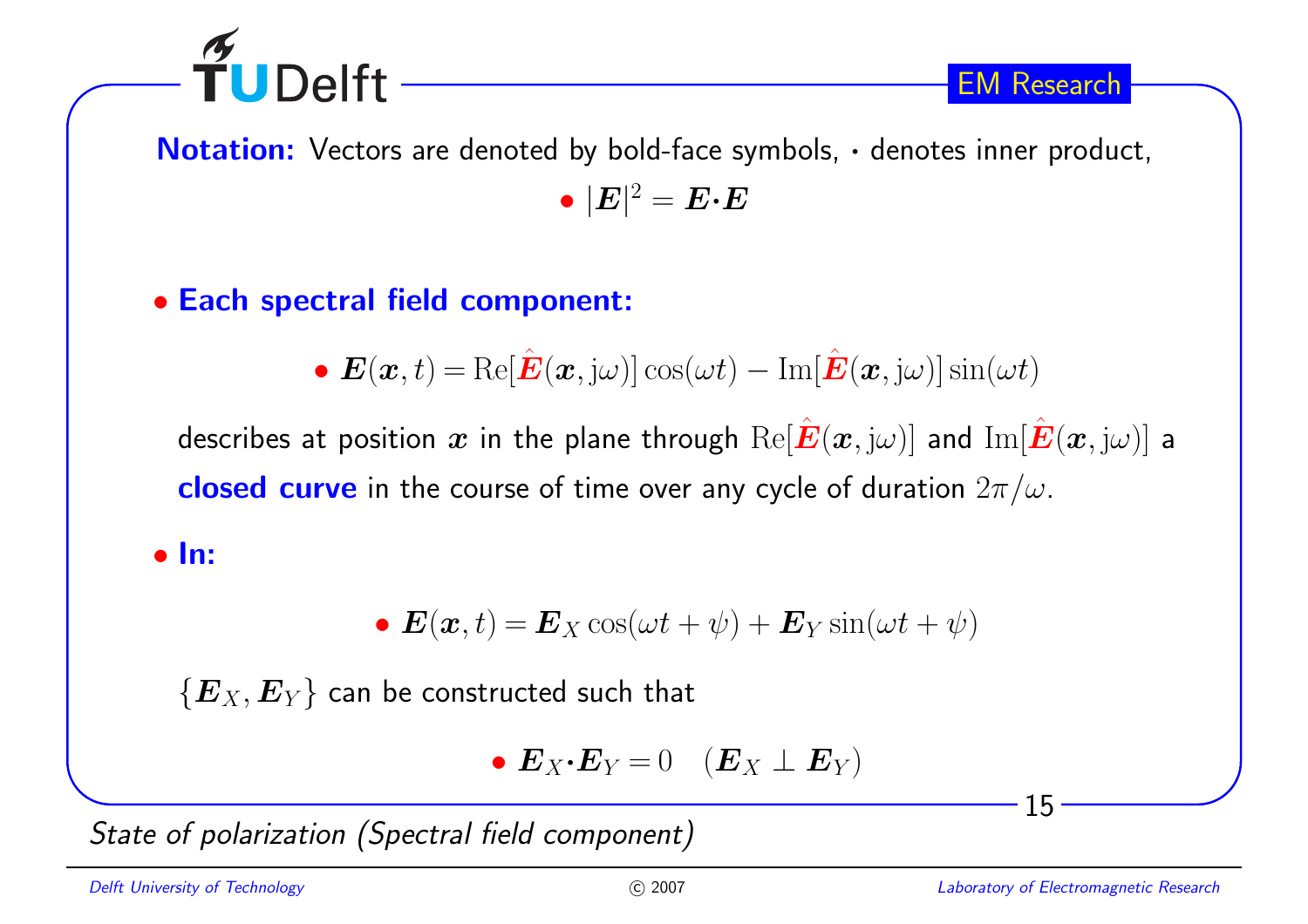**Notation:** Vectors are denoted by bold-face symbols, $\cdot$ denotes inner product,

- $|\boldsymbol{E}|^2 = \boldsymbol{E}\cdot\boldsymbol{E}$

- **Each spectral field component:**

  - $\boldsymbol{E}(\boldsymbol{x},t) = \mathrm{Re}[\hat{\boldsymbol{E}}(\boldsymbol{x},\mathrm{j}\omega)]\cos(\omega t) - \mathrm{Im}[\hat{\boldsymbol{E}}(\boldsymbol{x},\mathrm{j}\omega)]\sin(\omega t)$

  describes at position $\boldsymbol{x}$ in the plane through $\mathrm{Re}[\hat{\boldsymbol{E}}(\boldsymbol{x},\mathrm{j}\omega)]$ and $\mathrm{Im}[\hat{\boldsymbol{E}}(\boldsymbol{x},\mathrm{j}\omega)]$ a **closed curve** in the course of time over any cycle of duration $2\pi/\omega$.

- **In:**

  - $\boldsymbol{E}(\boldsymbol{x},t) = \boldsymbol{E}_X\cos(\omega t + \psi) + \boldsymbol{E}_Y\sin(\omega t + \psi)$

  $\{\boldsymbol{E}_X, \boldsymbol{E}_Y\}$ can be constructed such that

  - $\boldsymbol{E}_X\cdot\boldsymbol{E}_Y = 0 \quad (\boldsymbol{E}_X \perp \boldsymbol{E}_Y)$

*State of polarization (Spectral field component)*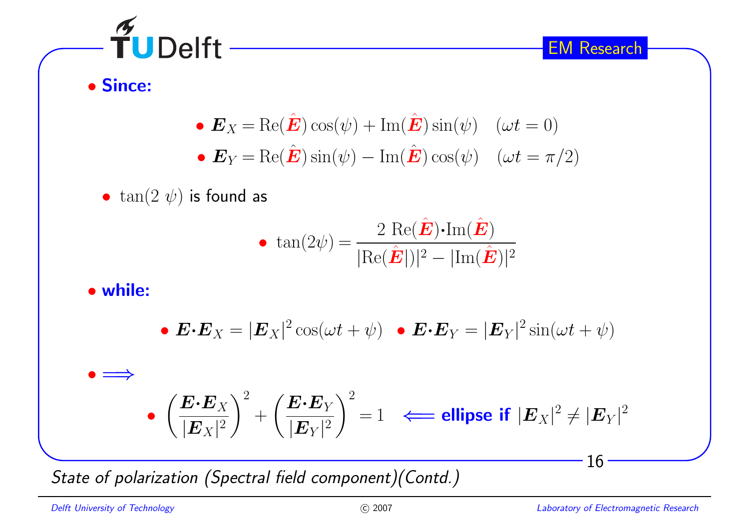- **Since:**

  - $\boldsymbol{E}_X = \mathrm{Re}(\hat{\boldsymbol{E}})\cos(\psi) + \mathrm{Im}(\hat{\boldsymbol{E}})\sin(\psi) \quad (\omega t = 0)$
  - $\boldsymbol{E}_Y = \mathrm{Re}(\hat{\boldsymbol{E}})\sin(\psi) - \mathrm{Im}(\hat{\boldsymbol{E}})\cos(\psi) \quad (\omega t = \pi/2)$

  - $\tan(2\,\psi)$ is found as

    - $$\tan(2\psi) = \frac{2\ \mathrm{Re}(\hat{\boldsymbol{E}})\boldsymbol{\cdot}\mathrm{Im}(\hat{\boldsymbol{E}})}{|\mathrm{Re}(\hat{\boldsymbol{E}}|)|^2 - |\mathrm{Im}(\hat{\boldsymbol{E}})|^2}$$

- **while:**

  - $\boldsymbol{E}\boldsymbol{\cdot}\boldsymbol{E}_X = |\boldsymbol{E}_X|^2\cos(\omega t + \psi)$ • $\boldsymbol{E}\boldsymbol{\cdot}\boldsymbol{E}_Y = |\boldsymbol{E}_Y|^2\sin(\omega t + \psi)$

- $\Longrightarrow$

  - $$\left(\frac{\boldsymbol{E}\boldsymbol{\cdot}\boldsymbol{E}_X}{|\boldsymbol{E}_X|^2}\right)^2 + \left(\frac{\boldsymbol{E}\boldsymbol{\cdot}\boldsymbol{E}_Y}{|\boldsymbol{E}_Y|^2}\right)^2 = 1 \quad \Longleftarrow \textbf{ ellipse if } |\boldsymbol{E}_X|^2 \neq |\boldsymbol{E}_Y|^2$$

*State of polarization (Spectral field component)(Contd.)*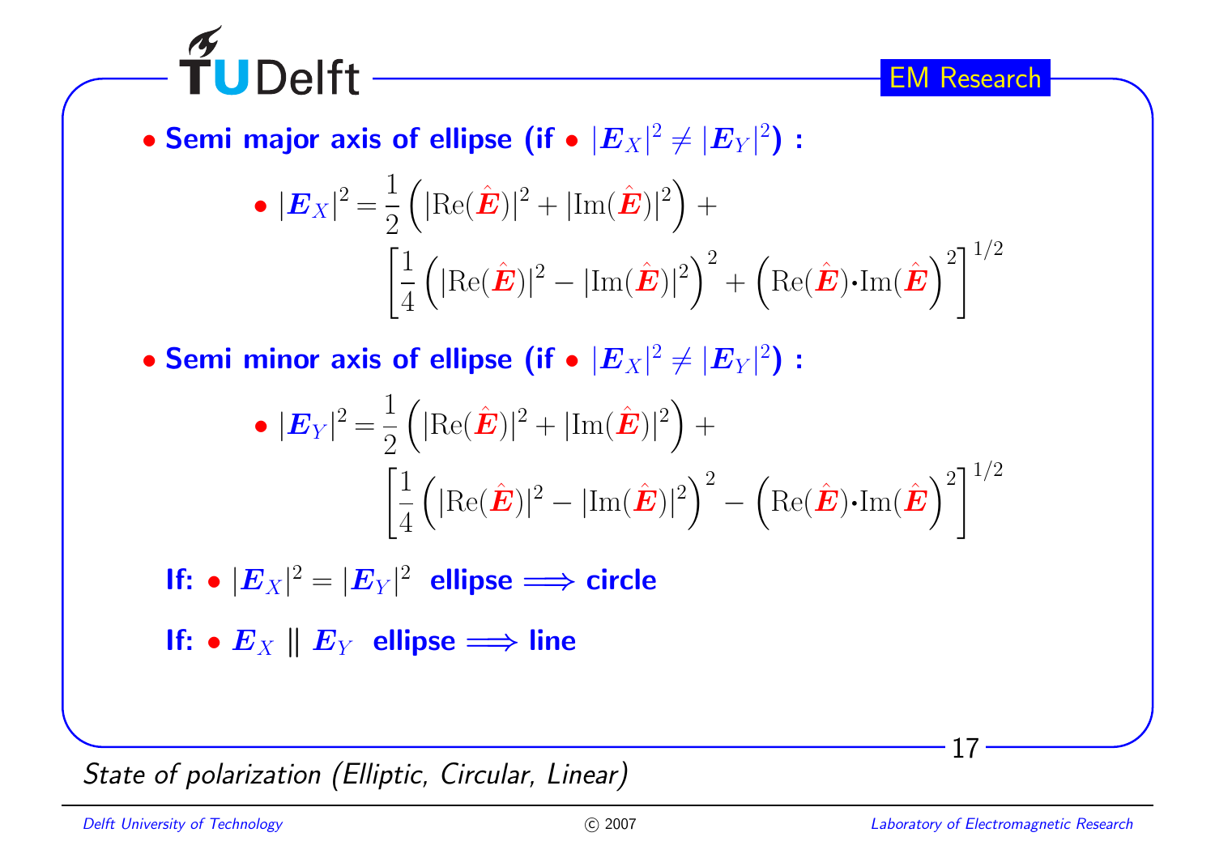- **Semi major axis of ellipse (if • $|\boldsymbol{E}_X|^2 \neq |\boldsymbol{E}_Y|^2$) :**

  - $$|\boldsymbol{E}_X|^2 = \frac{1}{2}\left(|\mathrm{Re}(\hat{\boldsymbol{E}})|^2 + |\mathrm{Im}(\hat{\boldsymbol{E}})|^2\right) + \left[\frac{1}{4}\left(|\mathrm{Re}(\hat{\boldsymbol{E}})|^2 - |\mathrm{Im}(\hat{\boldsymbol{E}})|^2\right)^2 + \left(\mathrm{Re}(\hat{\boldsymbol{E}})\cdot\mathrm{Im}(\hat{\boldsymbol{E}})\right)^2\right]^{1/2}$$

- **Semi minor axis of ellipse (if • $|\boldsymbol{E}_X|^2 \neq |\boldsymbol{E}_Y|^2$) :**

  - $$|\boldsymbol{E}_Y|^2 = \frac{1}{2}\left(|\mathrm{Re}(\hat{\boldsymbol{E}})|^2 + |\mathrm{Im}(\hat{\boldsymbol{E}})|^2\right) + \left[\frac{1}{4}\left(|\mathrm{Re}(\hat{\boldsymbol{E}})|^2 - |\mathrm{Im}(\hat{\boldsymbol{E}})|^2\right)^2 - \left(\mathrm{Re}(\hat{\boldsymbol{E}})\cdot\mathrm{Im}(\hat{\boldsymbol{E}})\right)^2\right]^{1/2}$$

**If:** • $|\boldsymbol{E}_X|^2 = |\boldsymbol{E}_Y|^2$ **ellipse $\Longrightarrow$ circle**

**If:** • $\boldsymbol{E}_X \parallel \boldsymbol{E}_Y$ **ellipse $\Longrightarrow$ line**

*State of polarization (Elliptic, Circular, Linear)*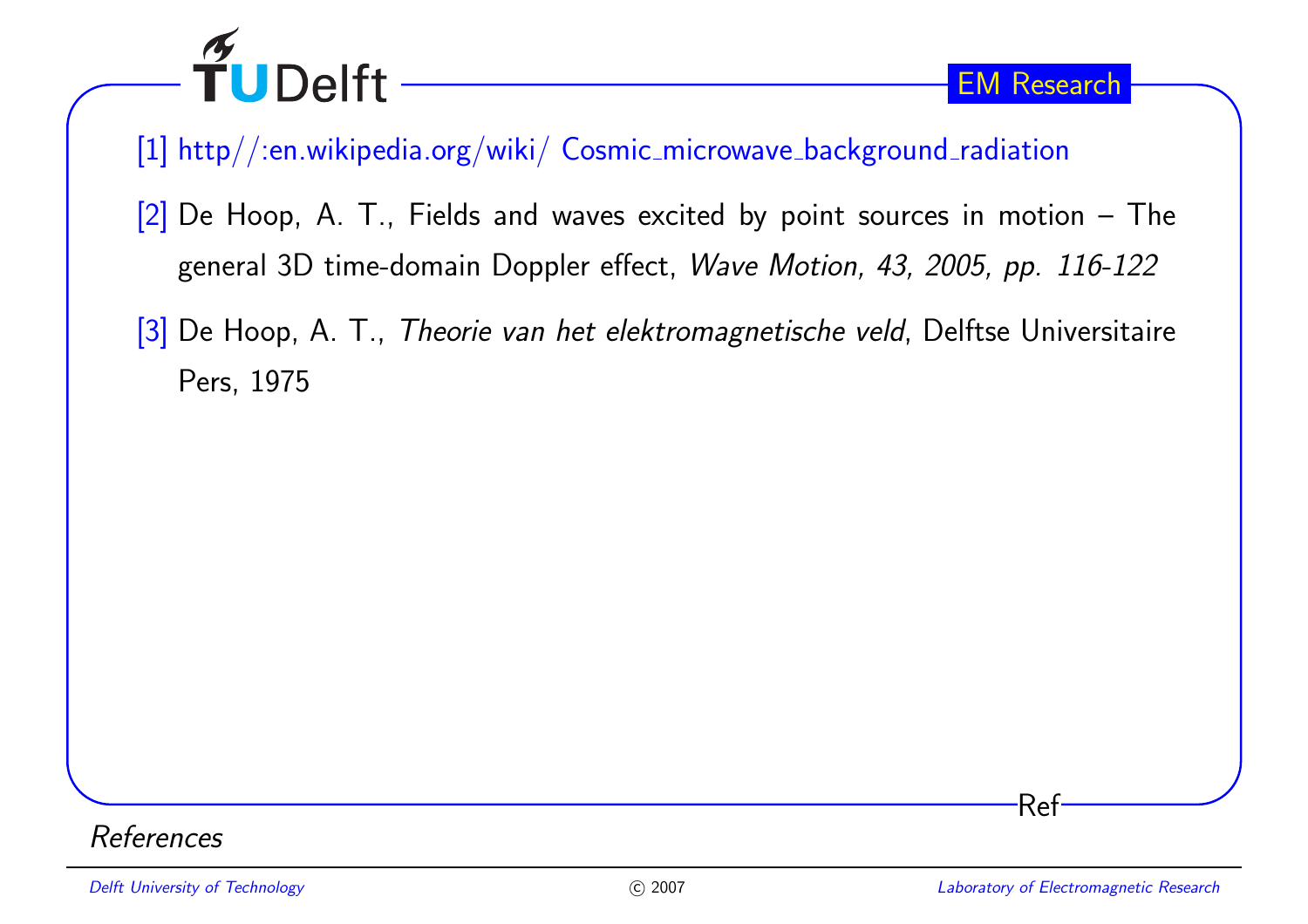[1] http//:en.wikipedia.org/wiki/ Cosmic_microwave_background_radiation

[2] De Hoop, A. T., Fields and waves excited by point sources in motion – The general 3D time-domain Doppler effect, *Wave Motion, 43, 2005, pp. 116-122*

[3] De Hoop, A. T., *Theorie van het elektromagnetische veld*, Delftse Universitaire Pers, 1975

*References*